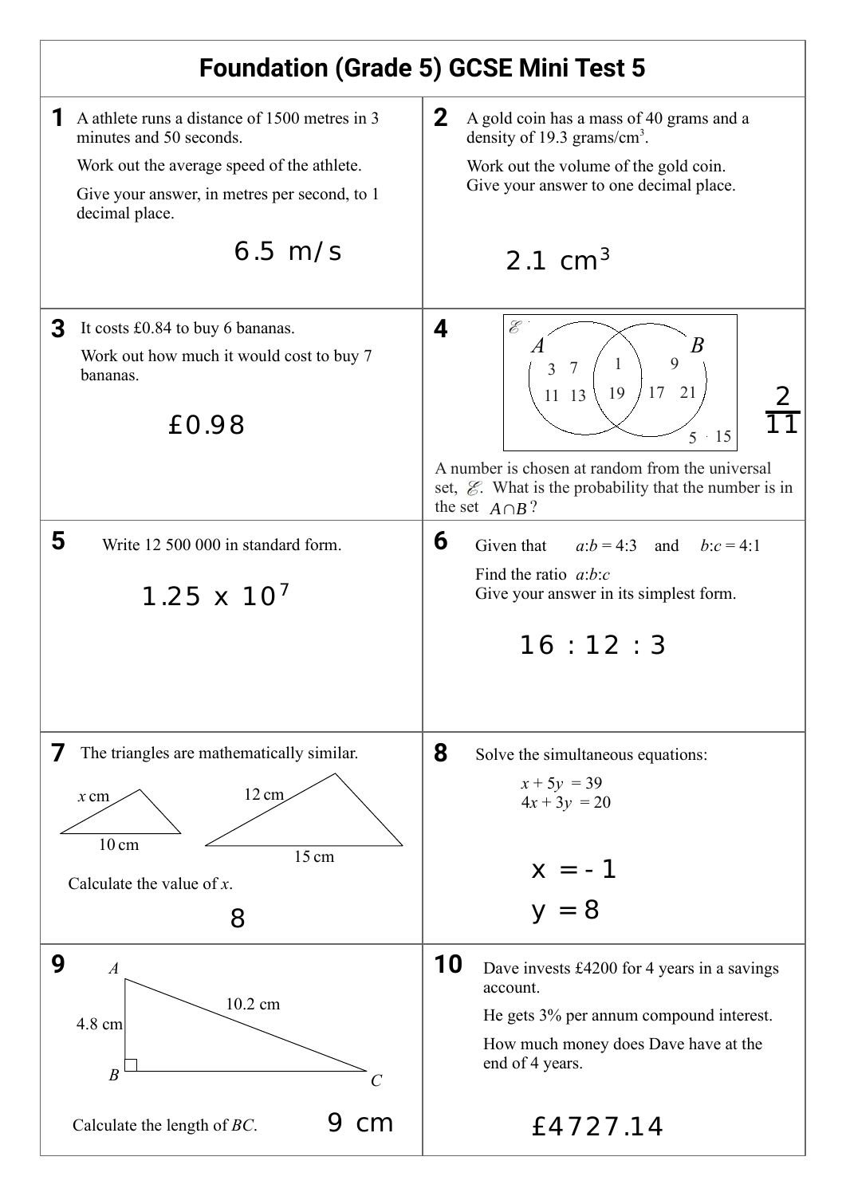# Foundation (Grade 5) GCSE Mini Test 5

**1** A athlete runs a distance of 1500 metres in 3 minutes and 50 seconds.

Work out the average speed of the athlete.

Give your answer, in metres per second, to 1 decimal place.

6.5 m/s

**2** A gold coin has a mass of 40 grams and a density of 19.3 grams/cm$^3$.

Work out the volume of the gold coin.
Give your answer to one decimal place.

2.1 cm$^3$

**3** It costs £0.84 to buy 6 bananas.

Work out how much it would cost to buy 7 bananas.

£0.98

**4**

Venn diagram with universal set $\mathscr{E}$ and sets $A$ and $B$:
- $A$ only: 3, 7, 11, 13
- $A \cap B$: 1, 19
- $B$ only: 9, 17, 21
- Outside both: 5, 15

A number is chosen at random from the universal set, $\mathscr{E}$. What is the probability that the number is in the set $A \cap B$?

$\frac{2}{11}$

**5** Write 12 500 000 in standard form.

$1.25 \times 10^7$

**6** Given that $a:b = 4:3$ and $b:c = 4:1$

Find the ratio $a:b:c$
Give your answer in its simplest form.

16 : 12 : 3

**7** The triangles are mathematically similar.

Smaller triangle: sides $x$ cm and 10 cm. Larger triangle: sides 12 cm and 15 cm.

Calculate the value of $x$.

8

**8** Solve the simultaneous equations:

$$x + 5y = 39$$
$$4x + 3y = 20$$

$x = -1$

$y = 8$

**9**

Right-angled triangle $ABC$ with right angle at $B$, $AB = 4.8$ cm, $AC = 10.2$ cm.

Calculate the length of $BC$.

9 cm

**10** Dave invests £4200 for 4 years in a savings account.

He gets 3% per annum compound interest.

How much money does Dave have at the end of 4 years.

£4727.14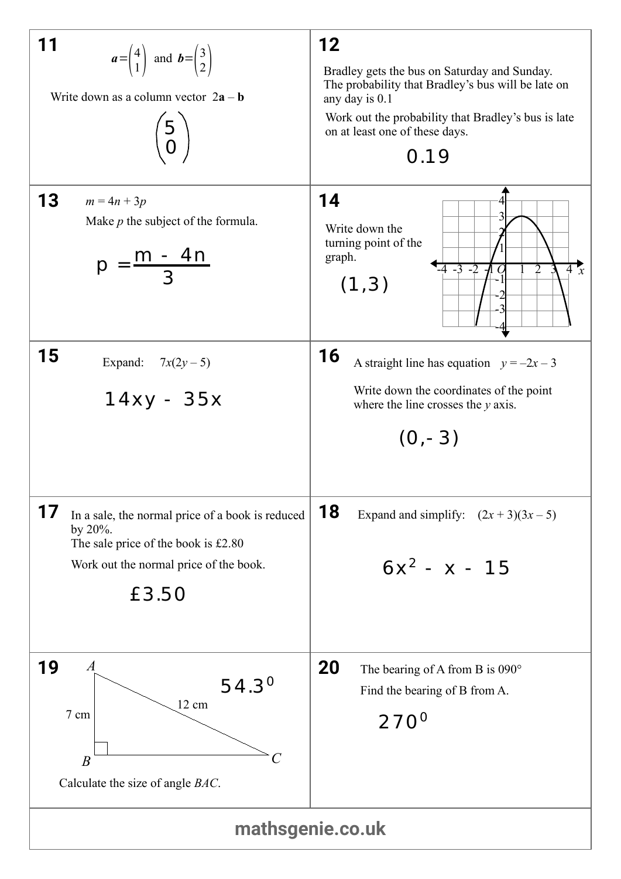## 11

$\mathbf{a} = \begin{pmatrix} 4 \\ 1 \end{pmatrix}$ and $\mathbf{b} = \begin{pmatrix} 3 \\ 2 \end{pmatrix}$

Write down as a column vector $2\mathbf{a} - \mathbf{b}$

$$\begin{pmatrix} 5 \\ 0 \end{pmatrix}$$

## 12

Bradley gets the bus on Saturday and Sunday.
The probability that Bradley's bus will be late on any day is 0.1

Work out the probability that Bradley's bus is late on at least one of these days.

0.19

## 13

$m = 4n + 3p$

Make $p$ the subject of the formula.

$$p = \frac{m - 4n}{3}$$

## 14

Write down the turning point of the graph.

-4 -3 -2 -1 O 1 2 3 4 x
4 3 2 1 -1 -2 -3 -4

(1,3)

## 15

Expand: $7x(2y - 5)$

$14xy - 35x$

## 16

A straight line has equation $y = -2x - 3$

Write down the coordinates of the point where the line crosses the $y$ axis.

(0,-3)

## 17

In a sale, the normal price of a book is reduced by 20%.
The sale price of the book is £2.80

Work out the normal price of the book.

£3.50

## 18

Expand and simplify: $(2x + 3)(3x - 5)$

$6x^2 - x - 15$

## 19

A, B, C
7 cm
12 cm

Calculate the size of angle $BAC$.

$54.3^0$

## 20

The bearing of A from B is 090°

Find the bearing of B from A.

$270^0$

mathsgenie.co.uk